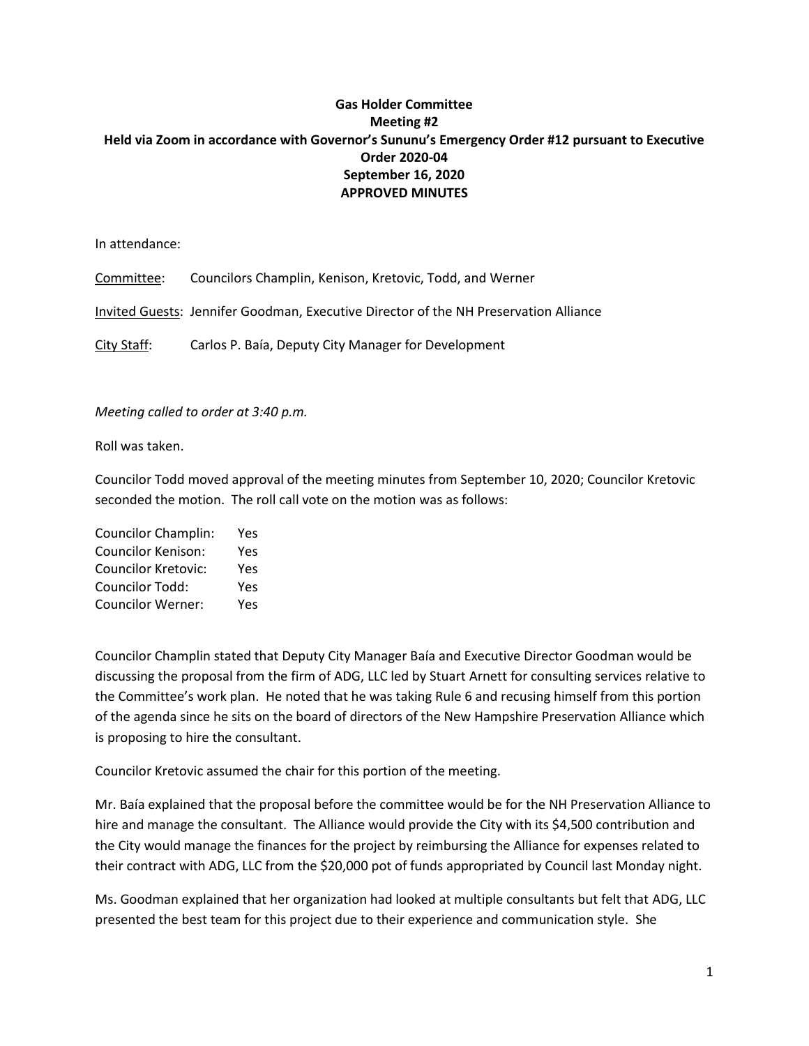**Gas Holder Committee**
**Meeting #2**
**Held via Zoom in accordance with Governor's Sununu's Emergency Order #12 pursuant to Executive Order 2020-04**
**September 16, 2020**
**APPROVED MINUTES**

In attendance:

Committee: Councilors Champlin, Kenison, Kretovic, Todd, and Werner

Invited Guests: Jennifer Goodman, Executive Director of the NH Preservation Alliance

City Staff: Carlos P. Baía, Deputy City Manager for Development

*Meeting called to order at 3:40 p.m.*

Roll was taken.

Councilor Todd moved approval of the meeting minutes from September 10, 2020; Councilor Kretovic seconded the motion. The roll call vote on the motion was as follows:

| | |
|---|---|
| Councilor Champlin: | Yes |
| Councilor Kenison: | Yes |
| Councilor Kretovic: | Yes |
| Councilor Todd: | Yes |
| Councilor Werner: | Yes |

Councilor Champlin stated that Deputy City Manager Baía and Executive Director Goodman would be discussing the proposal from the firm of ADG, LLC led by Stuart Arnett for consulting services relative to the Committee's work plan. He noted that he was taking Rule 6 and recusing himself from this portion of the agenda since he sits on the board of directors of the New Hampshire Preservation Alliance which is proposing to hire the consultant.

Councilor Kretovic assumed the chair for this portion of the meeting.

Mr. Baía explained that the proposal before the committee would be for the NH Preservation Alliance to hire and manage the consultant. The Alliance would provide the City with its $4,500 contribution and the City would manage the finances for the project by reimbursing the Alliance for expenses related to their contract with ADG, LLC from the $20,000 pot of funds appropriated by Council last Monday night.

Ms. Goodman explained that her organization had looked at multiple consultants but felt that ADG, LLC presented the best team for this project due to their experience and communication style. She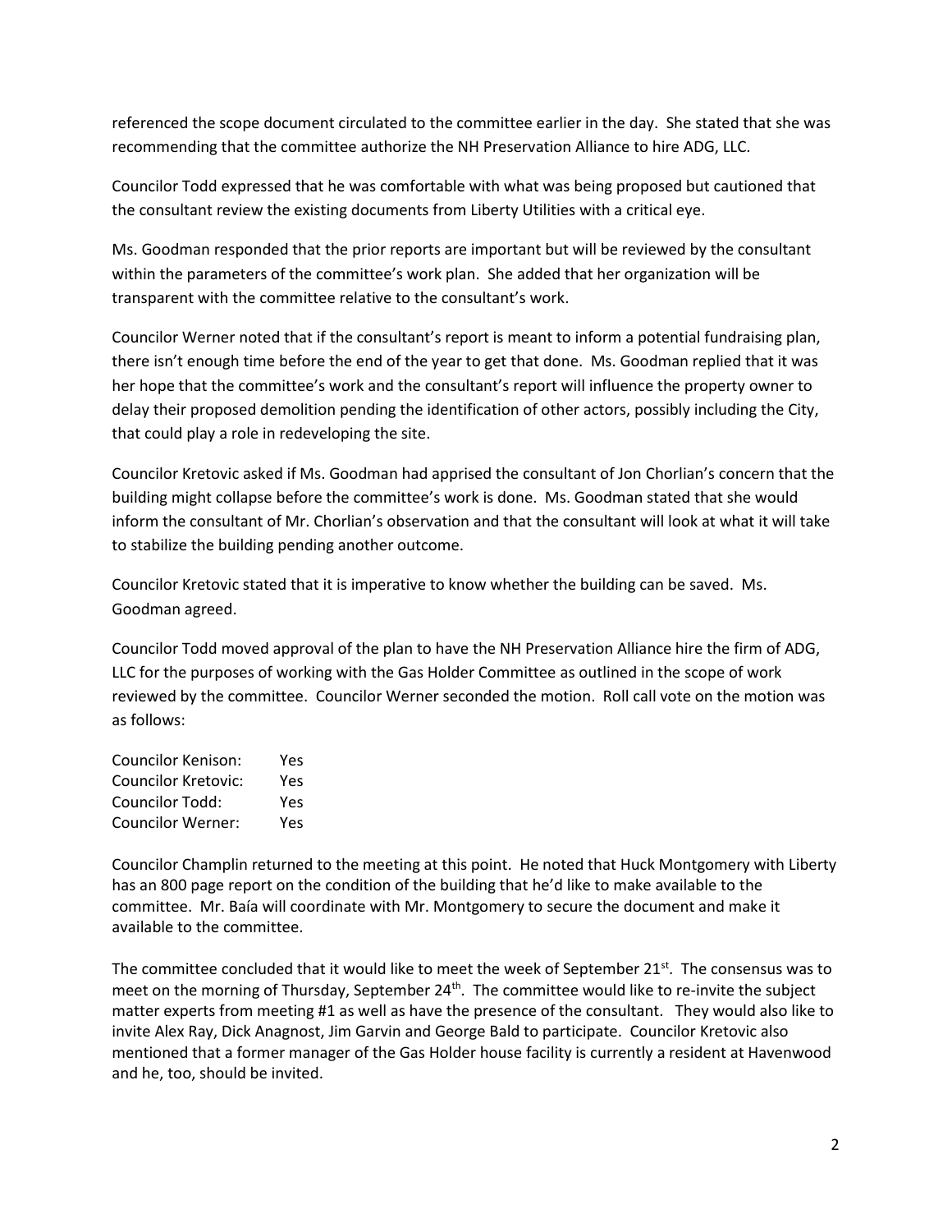referenced the scope document circulated to the committee earlier in the day. She stated that she was recommending that the committee authorize the NH Preservation Alliance to hire ADG, LLC.

Councilor Todd expressed that he was comfortable with what was being proposed but cautioned that the consultant review the existing documents from Liberty Utilities with a critical eye.

Ms. Goodman responded that the prior reports are important but will be reviewed by the consultant within the parameters of the committee's work plan. She added that her organization will be transparent with the committee relative to the consultant's work.

Councilor Werner noted that if the consultant's report is meant to inform a potential fundraising plan, there isn't enough time before the end of the year to get that done. Ms. Goodman replied that it was her hope that the committee's work and the consultant's report will influence the property owner to delay their proposed demolition pending the identification of other actors, possibly including the City, that could play a role in redeveloping the site.

Councilor Kretovic asked if Ms. Goodman had apprised the consultant of Jon Chorlian's concern that the building might collapse before the committee's work is done. Ms. Goodman stated that she would inform the consultant of Mr. Chorlian's observation and that the consultant will look at what it will take to stabilize the building pending another outcome.

Councilor Kretovic stated that it is imperative to know whether the building can be saved. Ms. Goodman agreed.

Councilor Todd moved approval of the plan to have the NH Preservation Alliance hire the firm of ADG, LLC for the purposes of working with the Gas Holder Committee as outlined in the scope of work reviewed by the committee. Councilor Werner seconded the motion. Roll call vote on the motion was as follows:

| | |
|---|---|
| Councilor Kenison: | Yes |
| Councilor Kretovic: | Yes |
| Councilor Todd: | Yes |
| Councilor Werner: | Yes |

Councilor Champlin returned to the meeting at this point. He noted that Huck Montgomery with Liberty has an 800 page report on the condition of the building that he'd like to make available to the committee. Mr. Baía will coordinate with Mr. Montgomery to secure the document and make it available to the committee.

The committee concluded that it would like to meet the week of September 21st. The consensus was to meet on the morning of Thursday, September 24th. The committee would like to re-invite the subject matter experts from meeting #1 as well as have the presence of the consultant. They would also like to invite Alex Ray, Dick Anagnost, Jim Garvin and George Bald to participate. Councilor Kretovic also mentioned that a former manager of the Gas Holder house facility is currently a resident at Havenwood and he, too, should be invited.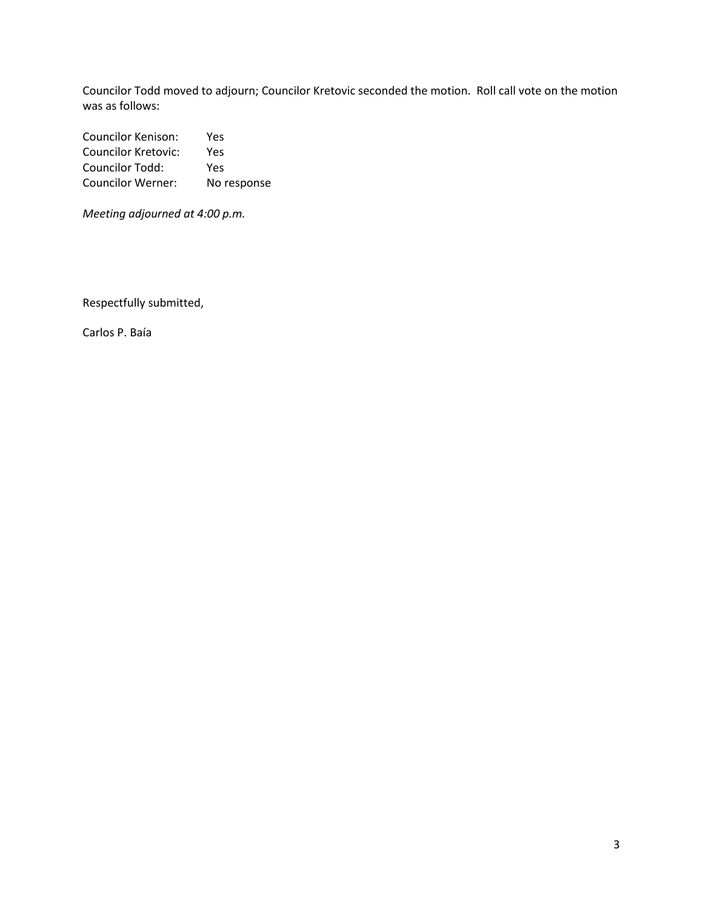Councilor Todd moved to adjourn; Councilor Kretovic seconded the motion. Roll call vote on the motion was as follows:

| | |
|---|---|
| Councilor Kenison: | Yes |
| Councilor Kretovic: | Yes |
| Councilor Todd: | Yes |
| Councilor Werner: | No response |

*Meeting adjourned at 4:00 p.m.*

Respectfully submitted,

Carlos P. Baía